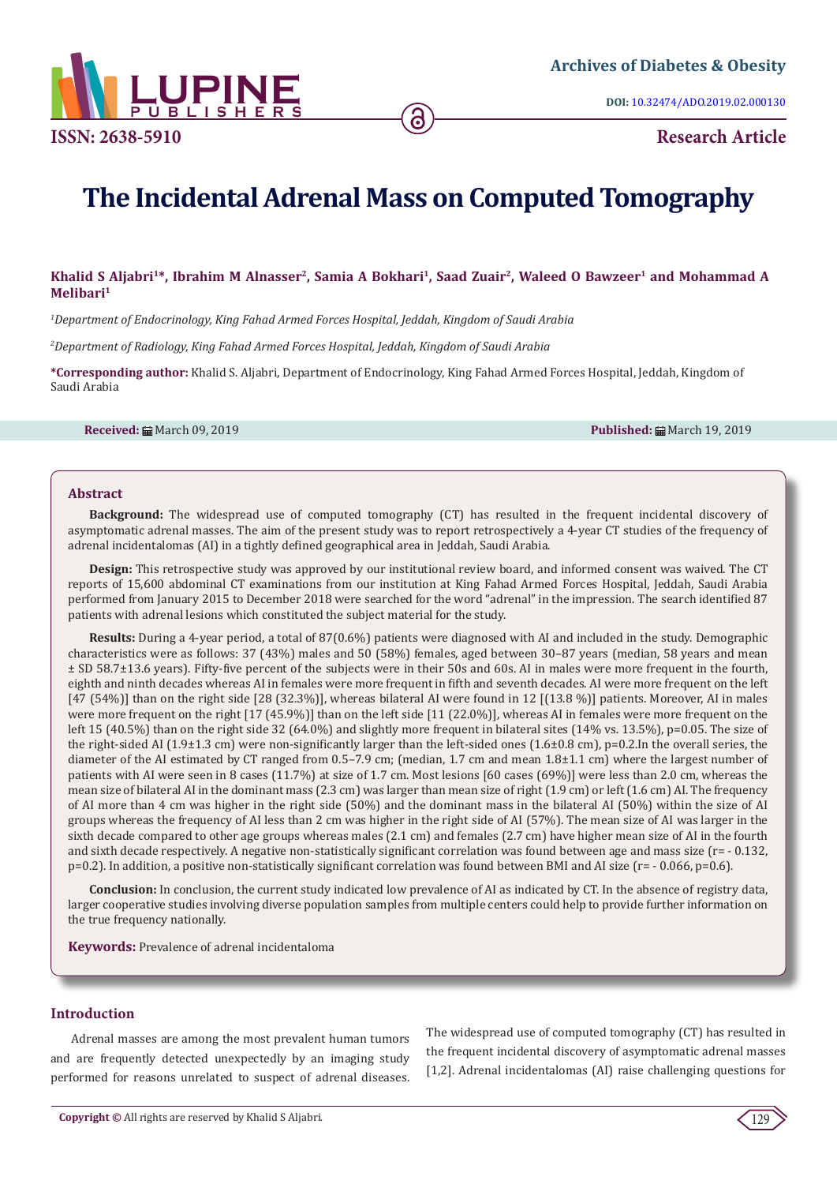Archives of Diabetes & Obesity

DOI: 10.32474/ADO.2019.02.000130

ISSN: 2638-5910

Research Article

# The Incidental Adrenal Mass on Computed Tomography

**Khalid S Aljabri[1]*, Ibrahim M Alnasser[2], Samia A Bokhari[1], Saad Zuair[2], Waleed O Bawzeer[1] and Mohammad A Melibari[1]**

[1]*Department of Endocrinology, King Fahad Armed Forces Hospital, Jeddah, Kingdom of Saudi Arabia*

[2]*Department of Radiology, King Fahad Armed Forces Hospital, Jeddah, Kingdom of Saudi Arabia*

**\*Corresponding author:** Khalid S. Aljabri, Department of Endocrinology, King Fahad Armed Forces Hospital, Jeddah, Kingdom of Saudi Arabia

**Received:** March 09, 2019 **Published:** March 19, 2019

## Abstract

**Background:** The widespread use of computed tomography (CT) has resulted in the frequent incidental discovery of asymptomatic adrenal masses. The aim of the present study was to report retrospectively a 4-year CT studies of the frequency of adrenal incidentalomas (AI) in a tightly defined geographical area in Jeddah, Saudi Arabia.

**Design:** This retrospective study was approved by our institutional review board, and informed consent was waived. The CT reports of 15,600 abdominal CT examinations from our institution at King Fahad Armed Forces Hospital, Jeddah, Saudi Arabia performed from January 2015 to December 2018 were searched for the word "adrenal" in the impression. The search identified 87 patients with adrenal lesions which constituted the subject material for the study.

**Results:** During a 4-year period, a total of 87(0.6%) patients were diagnosed with AI and included in the study. Demographic characteristics were as follows: 37 (43%) males and 50 (58%) females, aged between 30–87 years (median, 58 years and mean ± SD 58.7±13.6 years). Fifty-five percent of the subjects were in their 50s and 60s. AI in males were more frequent in the fourth, eighth and ninth decades whereas AI in females were more frequent in fifth and seventh decades. AI were more frequent on the left [47 (54%)] than on the right side [28 (32.3%)], whereas bilateral AI were found in 12 [(13.8 %)] patients. Moreover, AI in males were more frequent on the right [17 (45.9%)] than on the left side [11 (22.0%)], whereas AI in females were more frequent on the left 15 (40.5%) than on the right side 32 (64.0%) and slightly more frequent in bilateral sites (14% vs. 13.5%), p=0.05. The size of the right-sided AI (1.9±1.3 cm) were non-significantly larger than the left-sided ones (1.6±0.8 cm), p=0.2.In the overall series, the diameter of the AI estimated by CT ranged from 0.5–7.9 cm; (median, 1.7 cm and mean 1.8±1.1 cm) where the largest number of patients with AI were seen in 8 cases (11.7%) at size of 1.7 cm. Most lesions [60 cases (69%)] were less than 2.0 cm, whereas the mean size of bilateral AI in the dominant mass (2.3 cm) was larger than mean size of right (1.9 cm) or left (1.6 cm) AI. The frequency of AI more than 4 cm was higher in the right side (50%) and the dominant mass in the bilateral AI (50%) within the size of AI groups whereas the frequency of AI less than 2 cm was higher in the right side of AI (57%). The mean size of AI was larger in the sixth decade compared to other age groups whereas males (2.1 cm) and females (2.7 cm) have higher mean size of AI in the fourth and sixth decade respectively. A negative non-statistically significant correlation was found between age and mass size (r= - 0.132, p=0.2). In addition, a positive non-statistically significant correlation was found between BMI and AI size (r= - 0.066, p=0.6).

**Conclusion:** In conclusion, the current study indicated low prevalence of AI as indicated by CT. In the absence of registry data, larger cooperative studies involving diverse population samples from multiple centers could help to provide further information on the true frequency nationally.

**Keywords:** Prevalence of adrenal incidentaloma

## Introduction

Adrenal masses are among the most prevalent human tumors and are frequently detected unexpectedly by an imaging study performed for reasons unrelated to suspect of adrenal diseases. The widespread use of computed tomography (CT) has resulted in the frequent incidental discovery of asymptomatic adrenal masses [1,2]. Adrenal incidentalomas (AI) raise challenging questions for

**Copyright ©** All rights are reserved by Khalid S Aljabri.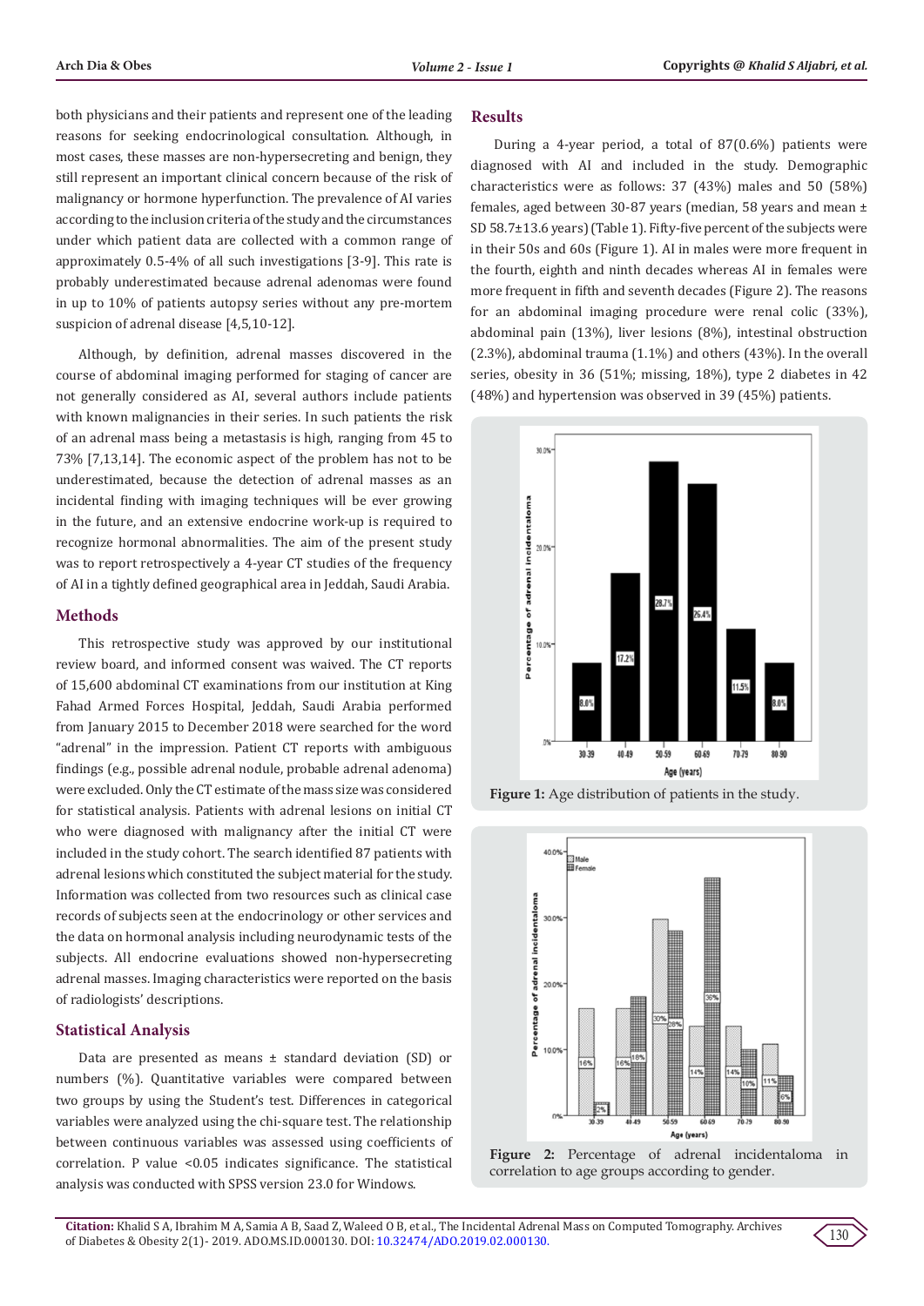both physicians and their patients and represent one of the leading reasons for seeking endocrinological consultation. Although, in most cases, these masses are non-hypersecreting and benign, they still represent an important clinical concern because of the risk of malignancy or hormone hyperfunction. The prevalence of AI varies according to the inclusion criteria of the study and the circumstances under which patient data are collected with a common range of approximately 0.5-4% of all such investigations [3-9]. This rate is probably underestimated because adrenal adenomas were found in up to 10% of patients autopsy series without any pre-mortem suspicion of adrenal disease [4,5,10-12].

Although, by definition, adrenal masses discovered in the course of abdominal imaging performed for staging of cancer are not generally considered as AI, several authors include patients with known malignancies in their series. In such patients the risk of an adrenal mass being a metastasis is high, ranging from 45 to 73% [7,13,14]. The economic aspect of the problem has not to be underestimated, because the detection of adrenal masses as an incidental finding with imaging techniques will be ever growing in the future, and an extensive endocrine work-up is required to recognize hormonal abnormalities. The aim of the present study was to report retrospectively a 4-year CT studies of the frequency of AI in a tightly defined geographical area in Jeddah, Saudi Arabia.

## Methods

This retrospective study was approved by our institutional review board, and informed consent was waived. The CT reports of 15,600 abdominal CT examinations from our institution at King Fahad Armed Forces Hospital, Jeddah, Saudi Arabia performed from January 2015 to December 2018 were searched for the word "adrenal" in the impression. Patient CT reports with ambiguous findings (e.g., possible adrenal nodule, probable adrenal adenoma) were excluded. Only the CT estimate of the mass size was considered for statistical analysis. Patients with adrenal lesions on initial CT who were diagnosed with malignancy after the initial CT were included in the study cohort. The search identified 87 patients with adrenal lesions which constituted the subject material for the study. Information was collected from two resources such as clinical case records of subjects seen at the endocrinology or other services and the data on hormonal analysis including neurodynamic tests of the subjects. All endocrine evaluations showed non-hypersecreting adrenal masses. Imaging characteristics were reported on the basis of radiologists' descriptions.

## Statistical Analysis

Data are presented as means ± standard deviation (SD) or numbers (%). Quantitative variables were compared between two groups by using the Student's test. Differences in categorical variables were analyzed using the chi-square test. The relationship between continuous variables was assessed using coefficients of correlation. P value <0.05 indicates significance. The statistical analysis was conducted with SPSS version 23.0 for Windows.

## Results

During a 4-year period, a total of 87(0.6%) patients were diagnosed with AI and included in the study. Demographic characteristics were as follows: 37 (43%) males and 50 (58%) females, aged between 30-87 years (median, 58 years and mean ± SD 58.7±13.6 years) (Table 1). Fifty-five percent of the subjects were in their 50s and 60s (Figure 1). AI in males were more frequent in the fourth, eighth and ninth decades whereas AI in females were more frequent in fifth and seventh decades (Figure 2). The reasons for an abdominal imaging procedure were renal colic (33%), abdominal pain (13%), liver lesions (8%), intestinal obstruction (2.3%), abdominal trauma (1.1%) and others (43%). In the overall series, obesity in 36 (51%; missing, 18%), type 2 diabetes in 42 (48%) and hypertension was observed in 39 (45%) patients.

**Figure 1:** Age distribution of patients in the study.

**Figure 2:** Percentage of adrenal incidentaloma in correlation to age groups according to gender.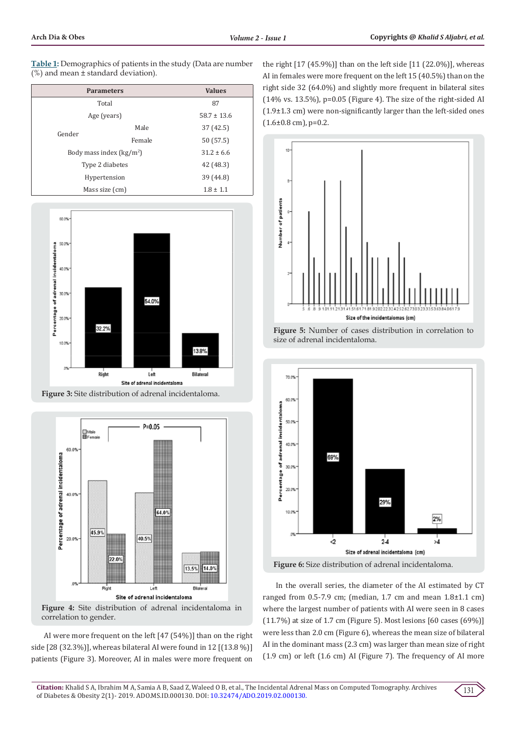**Table 1:** Demographics of patients in the study (Data are number (%) and mean ± standard deviation).

| Parameters | | Values |
|---|---|---|
| Total | | 87 |
| Age (years) | | 58.7 ± 13.6 |
| Gender | Male | 37 (42.5) |
| | Female | 50 (57.5) |
| Body mass index (kg/m$^2$) | | 31.2 ± 6.6 |
| Type 2 diabetes | | 42 (48.3) |
| Hypertension | | 39 (44.8) |
| Mass size (cm) | | 1.8 ± 1.1 |

**Figure 3:** Site distribution of adrenal incidentaloma.

**Figure 4:** Site distribution of adrenal incidentaloma in correlation to gender.

AI were more frequent on the left [47 (54%)] than on the right side [28 (32.3%)], whereas bilateral AI were found in 12 [(13.8 %)] patients (Figure 3). Moreover, AI in males were more frequent on the right [17 (45.9%)] than on the left side [11 (22.0%)], whereas AI in females were more frequent on the left 15 (40.5%) than on the right side 32 (64.0%) and slightly more frequent in bilateral sites (14% vs. 13.5%), p=0.05 (Figure 4). The size of the right-sided AI (1.9±1.3 cm) were non-significantly larger than the left-sided ones (1.6±0.8 cm), p=0.2.

**Figure 5:** Number of cases distribution in correlation to size of adrenal incidentaloma.

**Figure 6:** Size distribution of adrenal incidentaloma.

In the overall series, the diameter of the AI estimated by CT ranged from 0.5-7.9 cm; (median, 1.7 cm and mean 1.8±1.1 cm) where the largest number of patients with AI were seen in 8 cases (11.7%) at size of 1.7 cm (Figure 5). Most lesions [60 cases (69%)] were less than 2.0 cm (Figure 6), whereas the mean size of bilateral AI in the dominant mass (2.3 cm) was larger than mean size of right (1.9 cm) or left (1.6 cm) AI (Figure 7). The frequency of AI more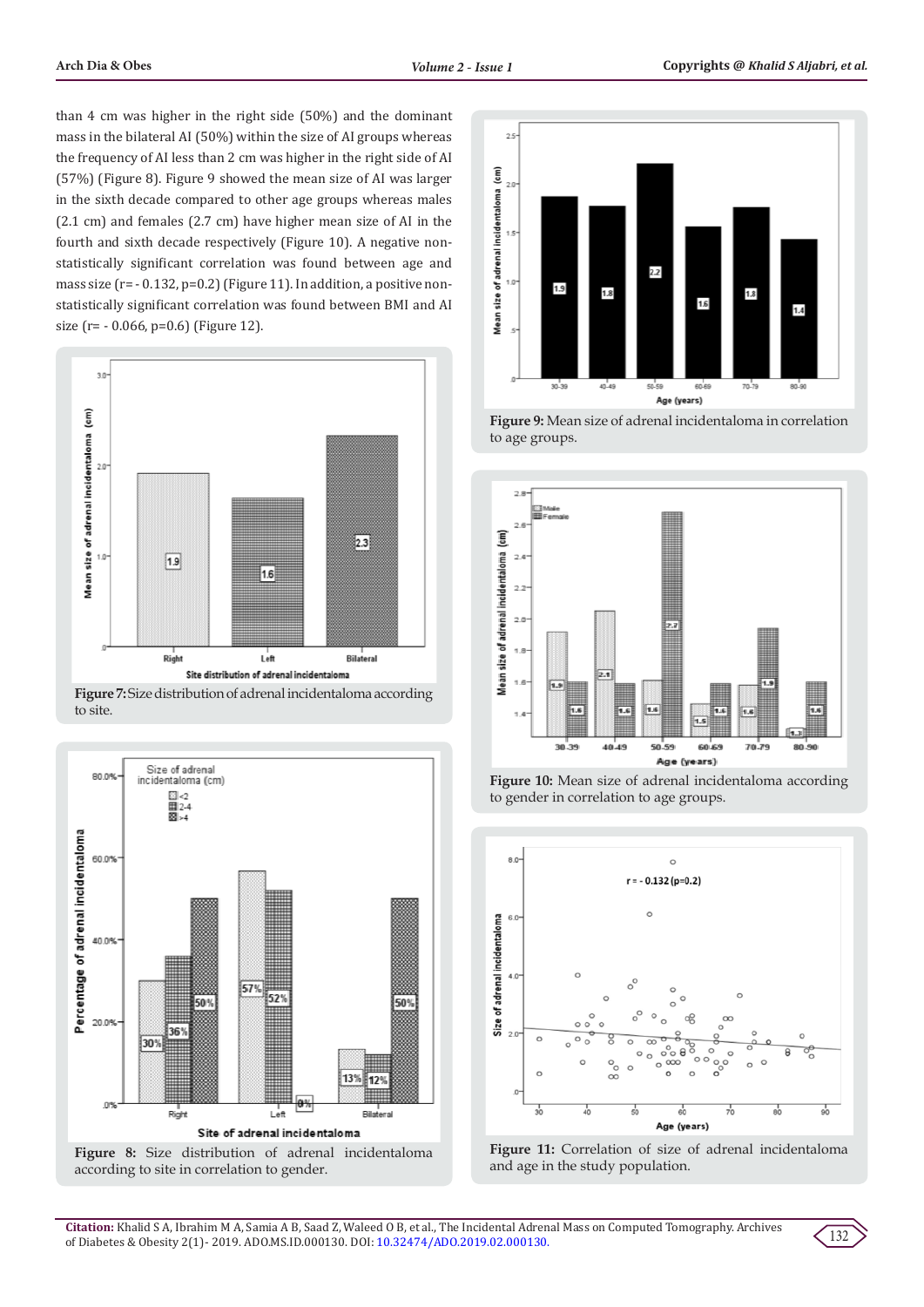than 4 cm was higher in the right side (50%) and the dominant mass in the bilateral AI (50%) within the size of AI groups whereas the frequency of AI less than 2 cm was higher in the right side of AI (57%) (Figure 8). Figure 9 showed the mean size of AI was larger in the sixth decade compared to other age groups whereas males (2.1 cm) and females (2.7 cm) have higher mean size of AI in the fourth and sixth decade respectively (Figure 10). A negative non-statistically significant correlation was found between age and mass size (r= - 0.132, p=0.2) (Figure 11). In addition, a positive non-statistically significant correlation was found between BMI and AI size (r= - 0.066, p=0.6) (Figure 12).

**Figure 7:** Size distribution of adrenal incidentaloma according to site.

**Figure 8:** Size distribution of adrenal incidentaloma according to site in correlation to gender.

**Figure 9:** Mean size of adrenal incidentaloma in correlation to age groups.

**Figure 10:** Mean size of adrenal incidentaloma according to gender in correlation to age groups.

**Figure 11:** Correlation of size of adrenal incidentaloma and age in the study population.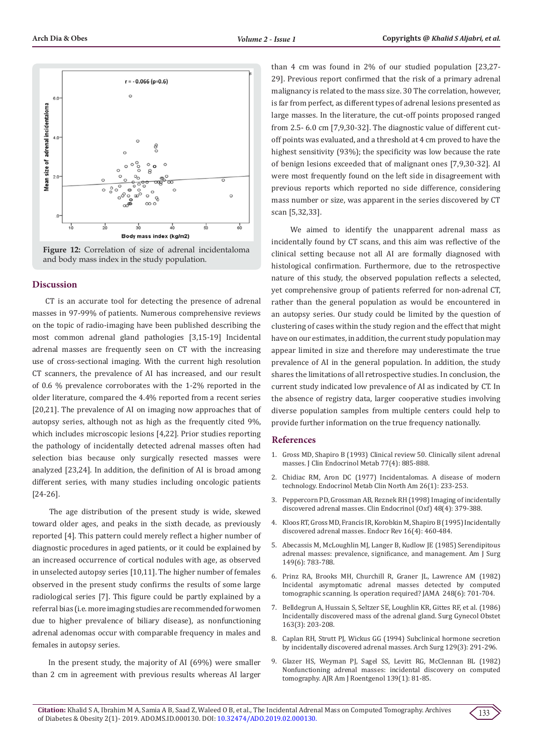Figure 12: Correlation of size of adrenal incidentaloma and body mass index in the study population.

## Discussion

CT is an accurate tool for detecting the presence of adrenal masses in 97-99% of patients. Numerous comprehensive reviews on the topic of radio-imaging have been published describing the most common adrenal gland pathologies [3,15-19] Incidental adrenal masses are frequently seen on CT with the increasing use of cross-sectional imaging. With the current high resolution CT scanners, the prevalence of AI has increased, and our result of 0.6 % prevalence corroborates with the 1-2% reported in the older literature, compared the 4.4% reported from a recent series [20,21]. The prevalence of AI on imaging now approaches that of autopsy series, although not as high as the frequently cited 9%, which includes microscopic lesions [4,22]. Prior studies reporting the pathology of incidentally detected adrenal masses often had selection bias because only surgically resected masses were analyzed [23,24]. In addition, the definition of AI is broad among different series, with many studies including oncologic patients [24-26].

The age distribution of the present study is wide, skewed toward older ages, and peaks in the sixth decade, as previously reported [4]. This pattern could merely reflect a higher number of diagnostic procedures in aged patients, or it could be explained by an increased occurrence of cortical nodules with age, as observed in unselected autopsy series [10,11]. The higher number of females observed in the present study confirms the results of some large radiological series [7]. This figure could be partly explained by a referral bias (i.e. more imaging studies are recommended for women due to higher prevalence of biliary disease), as nonfunctioning adrenal adenomas occur with comparable frequency in males and females in autopsy series.

In the present study, the majority of AI (69%) were smaller than 2 cm in agreement with previous results whereas AI larger than 4 cm was found in 2% of our studied population [23,27-29]. Previous report confirmed that the risk of a primary adrenal malignancy is related to the mass size. 30 The correlation, however, is far from perfect, as different types of adrenal lesions presented as large masses. In the literature, the cut-off points proposed ranged from 2.5- 6.0 cm [7,9,30-32]. The diagnostic value of different cut-off points was evaluated, and a threshold at 4 cm proved to have the highest sensitivity (93%); the specificity was low because the rate of benign lesions exceeded that of malignant ones [7,9,30-32]. AI were most frequently found on the left side in disagreement with previous reports which reported no side difference, considering mass number or size, was apparent in the series discovered by CT scan [5,32,33].

We aimed to identify the unapparent adrenal mass as incidentally found by CT scans, and this aim was reflective of the clinical setting because not all AI are formally diagnosed with histological confirmation. Furthermore, due to the retrospective nature of this study, the observed population reflects a selected, yet comprehensive group of patients referred for non-adrenal CT, rather than the general population as would be encountered in an autopsy series. Our study could be limited by the question of clustering of cases within the study region and the effect that might have on our estimates, in addition, the current study population may appear limited in size and therefore may underestimate the true prevalence of AI in the general population. In addition, the study shares the limitations of all retrospective studies. In conclusion, the current study indicated low prevalence of AI as indicated by CT. In the absence of registry data, larger cooperative studies involving diverse population samples from multiple centers could help to provide further information on the true frequency nationally.

## References

1. Gross MD, Shapiro B (1993) Clinical review 50. Clinically silent adrenal masses. J Clin Endocrinol Metab 77(4): 885-888.
2. Chidiac RM, Aron DC (1977) Incidentalomas. A disease of modern technology. Endocrinol Metab Clin North Am 26(1): 233-253.
3. Peppercorn PD, Grossman AB, Reznek RH (1998) Imaging of incidentally discovered adrenal masses. Clin Endocrinol (Oxf) 48(4): 379-388.
4. Kloos RT, Gross MD, Francis IR, Korobkin M, Shapiro B (1995) Incidentally discovered adrenal masses. Endocr Rev 16(4): 460-484.
5. Abecassis M, McLoughlin MJ, Langer B, Kudlow JE (1985) Serendipitous adrenal masses: prevalence, significance, and management. Am J Surg 149(6): 783-788.
6. Prinz RA, Brooks MH, Churchill R, Graner JL, Lawrence AM (1982) Incidental asymptomatic adrenal masses detected by computed tomographic scanning. Is operation required? JAMA 248(6): 701-704.
7. Belldegrun A, Hussain S, Seltzer SE, Loughlin KR, Gittes RF, et al. (1986) Incidentally discovered mass of the adrenal gland. Surg Gynecol Obstet 163(3): 203-208.
8. Caplan RH, Strutt PJ, Wickus GG (1994) Subclinical hormone secretion by incidentally discovered adrenal masses. Arch Surg 129(3): 291-296.
9. Glazer HS, Weyman PJ, Sagel SS, Levitt RG, McClennan BL (1982) Nonfunctioning adrenal masses: incidental discovery on computed tomography. AJR Am J Roentgenol 139(1): 81-85.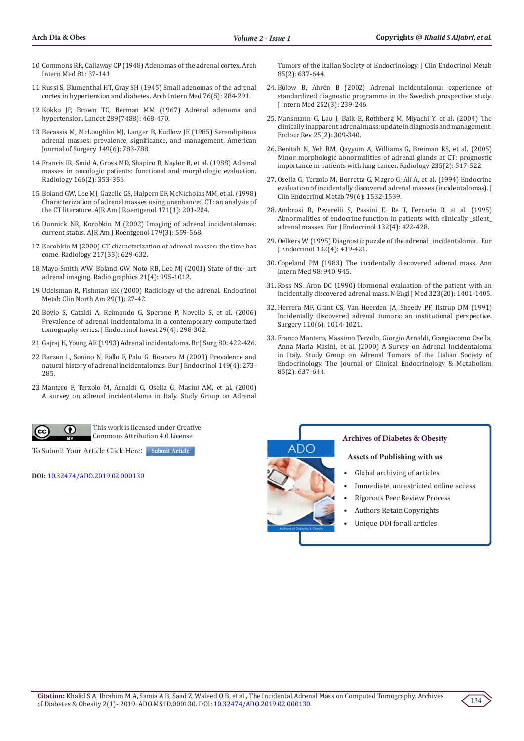10. Commons RR, Callaway CP (1948) Adenomas of the adrenal cortex. Arch Intern Med 81: 37-141
11. Russi S, Blumenthal HT, Gray SH (1945) Small adenomas of the adrenal cortex in hypertension and diabetes. Arch Intern Med 76(5): 284-291.
12. Kokko JP, Brown TC, Berman MM (1967) Adrenal adenoma and hypertension. Lancet 289(7488): 468-470.
13. Becassis M, McLoughlin MJ, Langer B, Kudlow JE (1985) Serendipitous adrenal masses: prevalence, significance, and management. American Journal of Surgery 149(6): 783-788.
14. Francis IR, Smid A, Gross MD, Shapiro B, Naylor B, et al. (1988) Adrenal masses in oncologic patients: functional and morphologic evaluation. Radiology 166(2): 353-356.
15. Boland GW, Lee MJ, Gazelle GS, Halpern EF, McNicholas MM, et al. (1998) Characterization of adrenal masses using unenhanced CT: an analysis of the CT literature. AJR Am J Roentgenol 171(1): 201-204.
16. Dunnick NR, Korobkin M (2002) Imaging of adrenal incidentalomas: current status. AJR Am J Roentgenol 179(3): 559-568.
17. Korobkin M (2000) CT characterization of adrenal masses: the time has come. Radiology 217(33): 629-632.
18. Mayo-Smith WW, Boland GW, Noto RB, Lee MJ (2001) State-of the- art adrenal imaging. Radio graphics 21(4): 995-1012.
19. Udelsman R, Fishman EK (2000) Radiology of the adrenal. Endocrinol Metab Clin North Am 29(1): 27-42.
20. Bovio S, Cataldi A, Reimondo G, Sperone P, Novello S, et al. (2006) Prevalence of adrenal incidentaloma in a contemporary computerized tomography series. J Endocrinol Invest 29(4): 298-302.
21. Gajraj H, Young AE (1993) Adrenal incidentaloma. Br J Surg 80: 422-426.
22. Barzon L, Sonino N, Fallo F, Palu G, Boscaro M (2003) Prevalence and natural history of adrenal incidentalomas. Eur J Endocrinol 149(4): 273-285.
23. Mantero F, Terzolo M, Arnaldi G, Osella G, Masini AM, et al. (2000) A survey on adrenal incidentaloma in Italy. Study Group on Adrenal Tumors of the Italian Society of Endocrinology. J Clin Endocrinol Metab 85(2): 637-644.
24. Bülow B, Ahrén B (2002) Adrenal incidentaloma: experience of standardized diagnostic programme in the Swedish prospective study. J Intern Med 252(3): 239-246.
25. Mansmann G, Lau J, Balk E, Rothberg M, Miyachi Y, et al. (2004) The clinically inapparent adrenal mass: update in diagnosis and management. Endocr Rev 25(2): 309-340.
26. Benitah N, Yeh BM, Qayyum A, Williams G, Breiman RS, et al. (2005) Minor morphologic abnormalities of adrenal glands at CT: prognostic importance in patients with lung cancer. Radiology 235(2): 517-522.
27. Osella G, Terzolo M, Borretta G, Magro G, Alí A, et al. (1994) Endocrine evaluation of incidentally discovered adrenal masses (incidentalomas). J Clin Endocrinol Metab 79(6): 1532-1539.
28. Ambrosi B, Peverelli S, Passini E, Re T, Ferrario R, et al. (1995) Abnormalities of endocrine function in patients with clinically _silent_ adrenal masses. Eur J Endocrinol 132(4): 422-428.
29. Oelkers W (1995) Diagnostic puzzle of the adrenal _incidentaloma_. Eur J Endocrinol 132(4): 419-421.
30. Copeland PM (1983) The incidentally discovered adrenal mass. Ann Intern Med 98: 940-945.
31. Ross NS, Aron DC (1990) Hormonal evaluation of the patient with an incidentally discovered adrenal mass. N Engl J Med 323(20): 1401-1405.
32. Herrera MF, Grant CS, Van Heerden JA, Sheedy PF, Ilstrup DM (1991) Incidentally discovered adrenal tumors: an institutional perspective. Surgery 110(6): 1014-1021.
33. Franco Mantero, Massimo Terzolo, Giorgio Arnaldi, Giangiacomo Osella, Anna Maria Masini, et al. (2000) A Survey on Adrenal Incidentaloma in Italy. Study Group on Adrenal Tumors of the Italian Society of Endocrinology. The Journal of Clinical Endocrinology & Metabolism 85(2): 637-644.

This work is licensed under Creative Commons Attribution 4.0 License

To Submit Your Article Click Here: Submit Article

**DOI:** 10.32474/ADO.2019.02.000130

**Archives of Diabetes & Obesity**

**Assets of Publishing with us**

- Global archiving of articles
- Immediate, unrestricted online access
- Rigorous Peer Review Process
- Authors Retain Copyrights
- Unique DOI for all articles

**Citation:** Khalid S A, Ibrahim M A, Samia A B, Saad Z, Waleed O B, et al., The Incidental Adrenal Mass on Computed Tomography. Archives of Diabetes & Obesity 2(1)- 2019. ADO.MS.ID.000130. DOI: 10.32474/ADO.2019.02.000130.